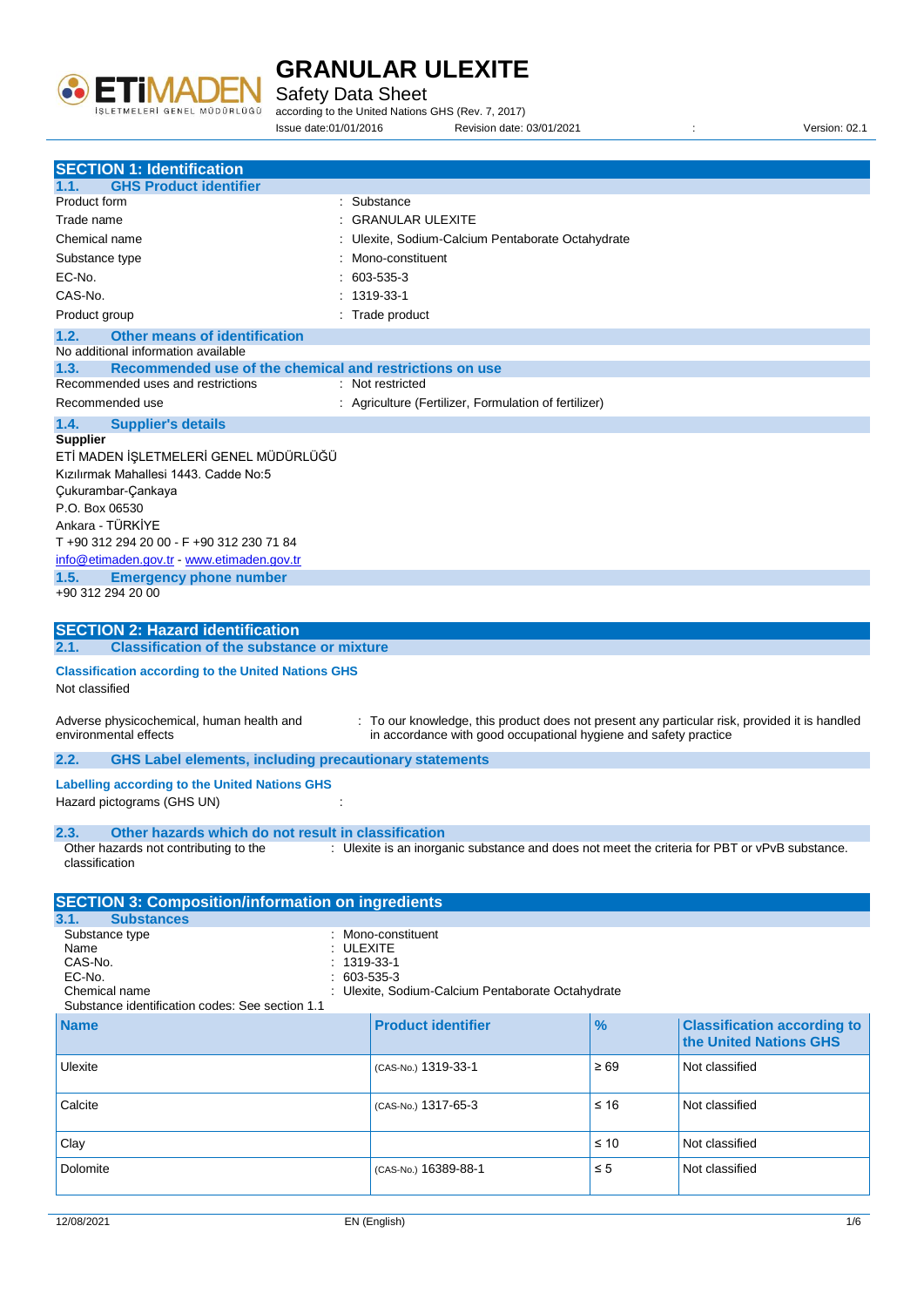# GRANULAR ULEXITE

Safety Data Sheet

according to the United Nations GHS (Rev. 7, 2017)

Issue date:01/01/2016 Revision date: 03/01/2021 : Version: 02.1

## SECTION 1: Identification

### 1.1. GHS Product identifier

| | |
|---|---|
| Product form | : Substance |
| Trade name | : GRANULAR ULEXITE |
| Chemical name | : Ulexite, Sodium-Calcium Pentaborate Octahydrate |
| Substance type | : Mono-constituent |
| EC-No. | : 603-535-3 |
| CAS-No. | : 1319-33-1 |
| Product group | : Trade product |

### 1.2. Other means of identification

No additional information available

### 1.3. Recommended use of the chemical and restrictions on use

| | |
|---|---|
| Recommended uses and restrictions | : Not restricted |
| Recommended use | : Agriculture (Fertilizer, Formulation of fertilizer) |

### 1.4. Supplier's details

**Supplier**

ETİ MADEN İŞLETMELERİ GENEL MÜDÜRLÜĞÜ
Kızılırmak Mahallesi 1443. Cadde No:5
Çukurambar-Çankaya
P.O. Box 06530
Ankara - TÜRKİYE
T +90 312 294 20 00 - F +90 312 230 71 84
info@etimaden.gov.tr - www.etimaden.gov.tr

### 1.5. Emergency phone number

+90 312 294 20 00

## SECTION 2: Hazard identification

### 2.1. Classification of the substance or mixture

**Classification according to the United Nations GHS**

Not classified

| | |
|---|---|
| Adverse physicochemical, human health and environmental effects | : To our knowledge, this product does not present any particular risk, provided it is handled in accordance with good occupational hygiene and safety practice |

### 2.2. GHS Label elements, including precautionary statements

**Labelling according to the United Nations GHS**

Hazard pictograms (GHS UN) :

### 2.3. Other hazards which do not result in classification

| | |
|---|---|
| Other hazards not contributing to the classification | : Ulexite is an inorganic substance and does not meet the criteria for PBT or vPvB substance. |

## SECTION 3: Composition/information on ingredients

### 3.1. Substances

| | |
|---|---|
| Substance type | : Mono-constituent |
| Name | : ULEXITE |
| CAS-No. | : 1319-33-1 |
| EC-No. | : 603-535-3 |
| Chemical name | : Ulexite, Sodium-Calcium Pentaborate Octahydrate |

Substance identification codes: See section 1.1

| Name | Product identifier | % | Classification according to the United Nations GHS |
|---|---|---|---|
| Ulexite | (CAS-No.) 1319-33-1 | ≥ 69 | Not classified |
| Calcite | (CAS-No.) 1317-65-3 | ≤ 16 | Not classified |
| Clay | | ≤ 10 | Not classified |
| Dolomite | (CAS-No.) 16389-88-1 | ≤ 5 | Not classified |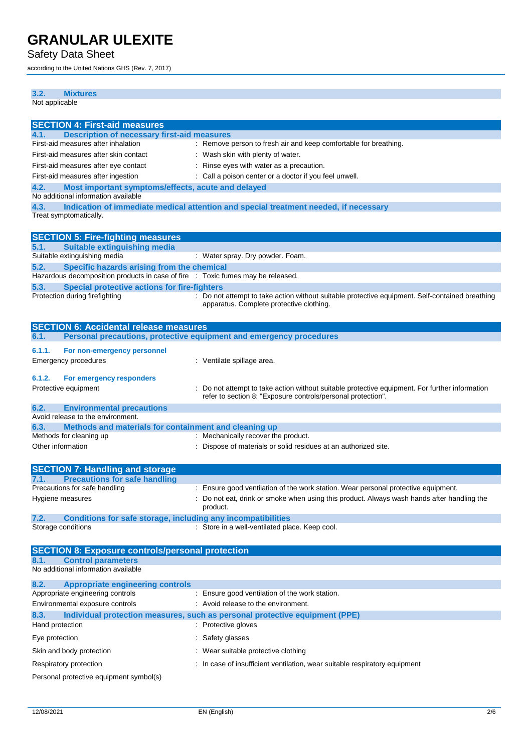### 3.2. Mixtures

Not applicable

## SECTION 4: First-aid measures

### 4.1. Description of necessary first-aid measures

| | |
|---|---|
| First-aid measures after inhalation | : Remove person to fresh air and keep comfortable for breathing. |
| First-aid measures after skin contact | : Wash skin with plenty of water. |
| First-aid measures after eye contact | : Rinse eyes with water as a precaution. |
| First-aid measures after ingestion | : Call a poison center or a doctor if you feel unwell. |

### 4.2. Most important symptoms/effects, acute and delayed

No additional information available

### 4.3. Indication of immediate medical attention and special treatment needed, if necessary

Treat symptomatically.

## SECTION 5: Fire-fighting measures

### 5.1. Suitable extinguishing media

| | |
|---|---|
| Suitable extinguishing media | : Water spray. Dry powder. Foam. |

### 5.2. Specific hazards arising from the chemical

| | |
|---|---|
| Hazardous decomposition products in case of fire | : Toxic fumes may be released. |

### 5.3. Special protective actions for fire-fighters

| | |
|---|---|
| Protection during firefighting | : Do not attempt to take action without suitable protective equipment. Self-contained breathing apparatus. Complete protective clothing. |

## SECTION 6: Accidental release measures

### 6.1. Personal precautions, protective equipment and emergency procedures

#### 6.1.1. For non-emergency personnel

| | |
|---|---|
| Emergency procedures | : Ventilate spillage area. |

#### 6.1.2. For emergency responders

| | |
|---|---|
| Protective equipment | : Do not attempt to take action without suitable protective equipment. For further information refer to section 8: "Exposure controls/personal protection". |

### 6.2. Environmental precautions

Avoid release to the environment.

### 6.3. Methods and materials for containment and cleaning up

| | |
|---|---|
| Methods for cleaning up | : Mechanically recover the product. |
| Other information | : Dispose of materials or solid residues at an authorized site. |

## SECTION 7: Handling and storage

### 7.1. Precautions for safe handling

| | |
|---|---|
| Precautions for safe handling | : Ensure good ventilation of the work station. Wear personal protective equipment. |
| Hygiene measures | : Do not eat, drink or smoke when using this product. Always wash hands after handling the product. |

### 7.2. Conditions for safe storage, including any incompatibilities

| | |
|---|---|
| Storage conditions | : Store in a well-ventilated place. Keep cool. |

## SECTION 8: Exposure controls/personal protection

### 8.1. Control parameters

No additional information available

### 8.2. Appropriate engineering controls

| | |
|---|---|
| Appropriate engineering controls | : Ensure good ventilation of the work station. |
| Environmental exposure controls | : Avoid release to the environment. |

### 8.3. Individual protection measures, such as personal protective equipment (PPE)

| | |
|---|---|
| Hand protection | : Protective gloves |
| Eye protection | : Safety glasses |
| Skin and body protection | : Wear suitable protective clothing |
| Respiratory protection | : In case of insufficient ventilation, wear suitable respiratory equipment |

Personal protective equipment symbol(s)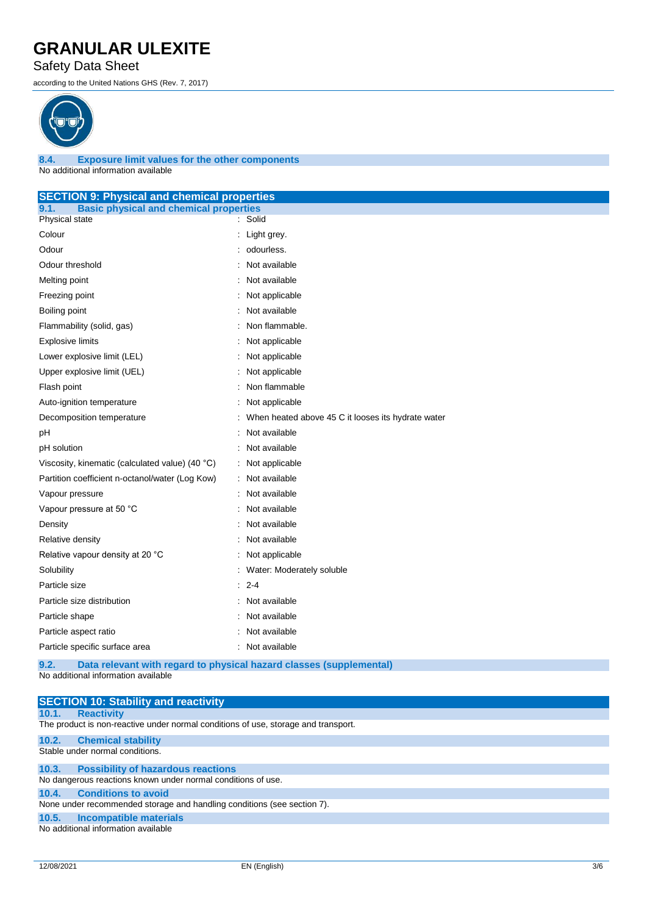### 8.4. Exposure limit values for the other components

No additional information available

## SECTION 9: Physical and chemical properties

### 9.1. Basic physical and chemical properties

| | |
|---|---|
| Physical state | : Solid |
| Colour | : Light grey. |
| Odour | : odourless. |
| Odour threshold | : Not available |
| Melting point | : Not available |
| Freezing point | : Not applicable |
| Boiling point | : Not available |
| Flammability (solid, gas) | : Non flammable. |
| Explosive limits | : Not applicable |
| Lower explosive limit (LEL) | : Not applicable |
| Upper explosive limit (UEL) | : Not applicable |
| Flash point | : Non flammable |
| Auto-ignition temperature | : Not applicable |
| Decomposition temperature | : When heated above 45 C it looses its hydrate water |
| pH | : Not available |
| pH solution | : Not available |
| Viscosity, kinematic (calculated value) (40 °C) | : Not applicable |
| Partition coefficient n-octanol/water (Log Kow) | : Not available |
| Vapour pressure | : Not available |
| Vapour pressure at 50 °C | : Not available |
| Density | : Not available |
| Relative density | : Not available |
| Relative vapour density at 20 °C | : Not applicable |
| Solubility | : Water: Moderately soluble |
| Particle size | : 2-4 |
| Particle size distribution | : Not available |
| Particle shape | : Not available |
| Particle aspect ratio | : Not available |
| Particle specific surface area | : Not available |

### 9.2. Data relevant with regard to physical hazard classes (supplemental)

No additional information available

## SECTION 10: Stability and reactivity

### 10.1. Reactivity

The product is non-reactive under normal conditions of use, storage and transport.

### 10.2. Chemical stability

Stable under normal conditions.

### 10.3. Possibility of hazardous reactions

No dangerous reactions known under normal conditions of use.

### 10.4. Conditions to avoid

None under recommended storage and handling conditions (see section 7).

### 10.5. Incompatible materials

No additional information available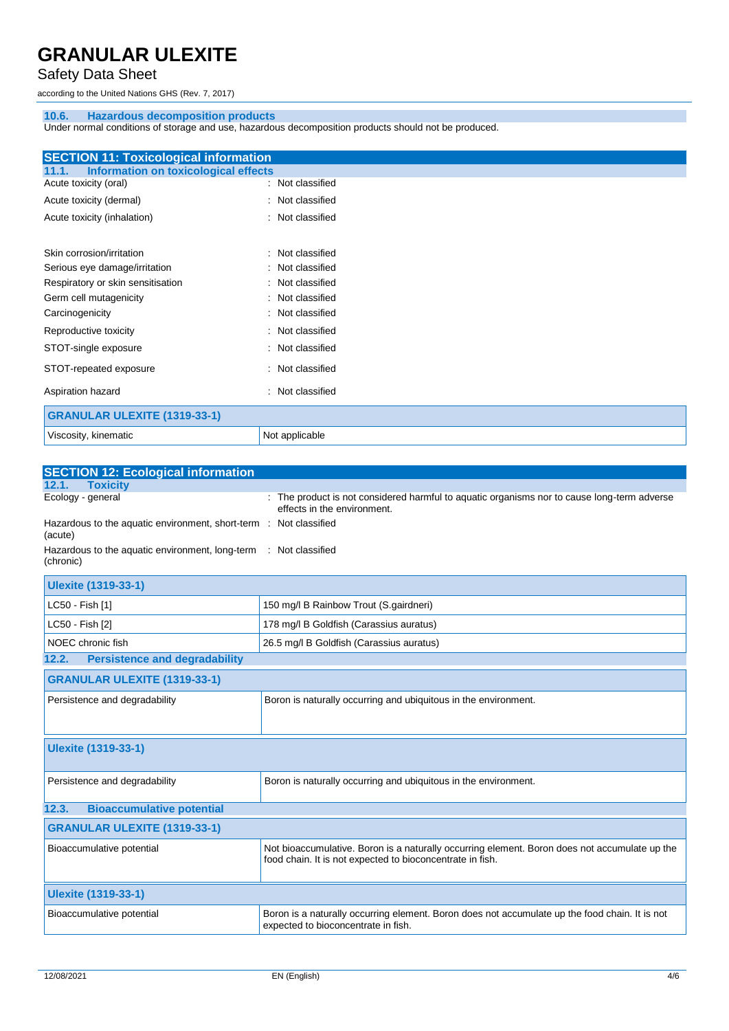### 10.6. Hazardous decomposition products

Under normal conditions of storage and use, hazardous decomposition products should not be produced.

## SECTION 11: Toxicological information

### 11.1. Information on toxicological effects

| | |
|---|---|
| Acute toxicity (oral) | : Not classified |
| Acute toxicity (dermal) | : Not classified |
| Acute toxicity (inhalation) | : Not classified |
| Skin corrosion/irritation | : Not classified |
| Serious eye damage/irritation | : Not classified |
| Respiratory or skin sensitisation | : Not classified |
| Germ cell mutagenicity | : Not classified |
| Carcinogenicity | : Not classified |
| Reproductive toxicity | : Not classified |
| STOT-single exposure | : Not classified |
| STOT-repeated exposure | : Not classified |
| Aspiration hazard | : Not classified |

| GRANULAR ULEXITE (1319-33-1) | |
|---|---|
| Viscosity, kinematic | Not applicable |

## SECTION 12: Ecological information

### 12.1. Toxicity

| | |
|---|---|
| Ecology - general | : The product is not considered harmful to aquatic organisms nor to cause long-term adverse effects in the environment. |
| Hazardous to the aquatic environment, short-term (acute) | : Not classified |
| Hazardous to the aquatic environment, long-term (chronic) | : Not classified |

| Ulexite (1319-33-1) | |
|---|---|
| LC50 - Fish [1] | 150 mg/l B Rainbow Trout (S.gairdneri) |
| LC50 - Fish [2] | 178 mg/l B Goldfish (Carassius auratus) |
| NOEC chronic fish | 26.5 mg/l B Goldfish (Carassius auratus) |

### 12.2. Persistence and degradability

| GRANULAR ULEXITE (1319-33-1) | |
|---|---|
| Persistence and degradability | Boron is naturally occurring and ubiquitous in the environment. |

| Ulexite (1319-33-1) | |
|---|---|
| Persistence and degradability | Boron is naturally occurring and ubiquitous in the environment. |

### 12.3. Bioaccumulative potential

| GRANULAR ULEXITE (1319-33-1) | |
|---|---|
| Bioaccumulative potential | Not bioaccumulative. Boron is a naturally occurring element. Boron does not accumulate up the food chain. It is not expected to bioconcentrate in fish. |

| Ulexite (1319-33-1) | |
|---|---|
| Bioaccumulative potential | Boron is a naturally occurring element. Boron does not accumulate up the food chain. It is not expected to bioconcentrate in fish. |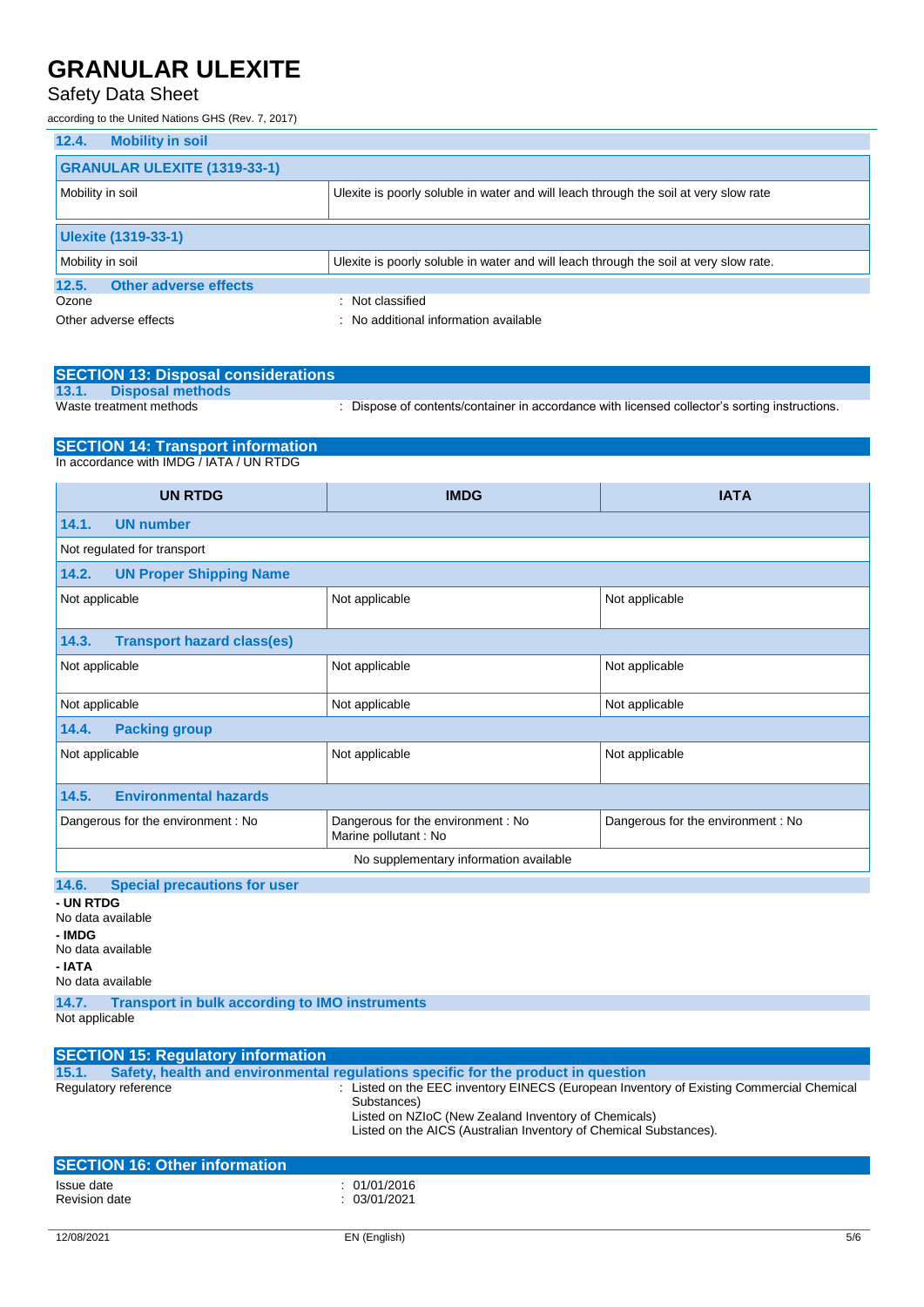### 12.4. Mobility in soil

| GRANULAR ULEXITE (1319-33-1) | |
|---|---|
| Mobility in soil | Ulexite is poorly soluble in water and will leach through the soil at very slow rate |

| Ulexite (1319-33-1) | |
|---|---|
| Mobility in soil | Ulexite is poorly soluble in water and will leach through the soil at very slow rate. |

### 12.5. Other adverse effects

Ozone : Not classified

Other adverse effects : No additional information available

## SECTION 13: Disposal considerations

### 13.1. Disposal methods

Waste treatment methods : Dispose of contents/container in accordance with licensed collector's sorting instructions.

## SECTION 14: Transport information

In accordance with IMDG / IATA / UN RTDG

| UN RTDG | IMDG | IATA |
|---|---|---|
| **14.1. UN number** | | |
| Not regulated for transport | | |
| **14.2. UN Proper Shipping Name** | | |
| Not applicable | Not applicable | Not applicable |
| **14.3. Transport hazard class(es)** | | |
| Not applicable | Not applicable | Not applicable |
| Not applicable | Not applicable | Not applicable |
| **14.4. Packing group** | | |
| Not applicable | Not applicable | Not applicable |
| **14.5. Environmental hazards** | | |
| Dangerous for the environment : No | Dangerous for the environment : No<br>Marine pollutant : No | Dangerous for the environment : No |
| No supplementary information available | | |

### 14.6. Special precautions for user

**- UN RTDG**

No data available

**- IMDG**

No data available

**- IATA**

No data available

### 14.7. Transport in bulk according to IMO instruments

Not applicable

## SECTION 15: Regulatory information

### 15.1. Safety, health and environmental regulations specific for the product in question

Regulatory reference : Listed on the EEC inventory EINECS (European Inventory of Existing Commercial Chemical Substances)
Listed on NZIoC (New Zealand Inventory of Chemicals)
Listed on the AICS (Australian Inventory of Chemical Substances).

## SECTION 16: Other information

Issue date : 01/01/2016

Revision date : 03/01/2021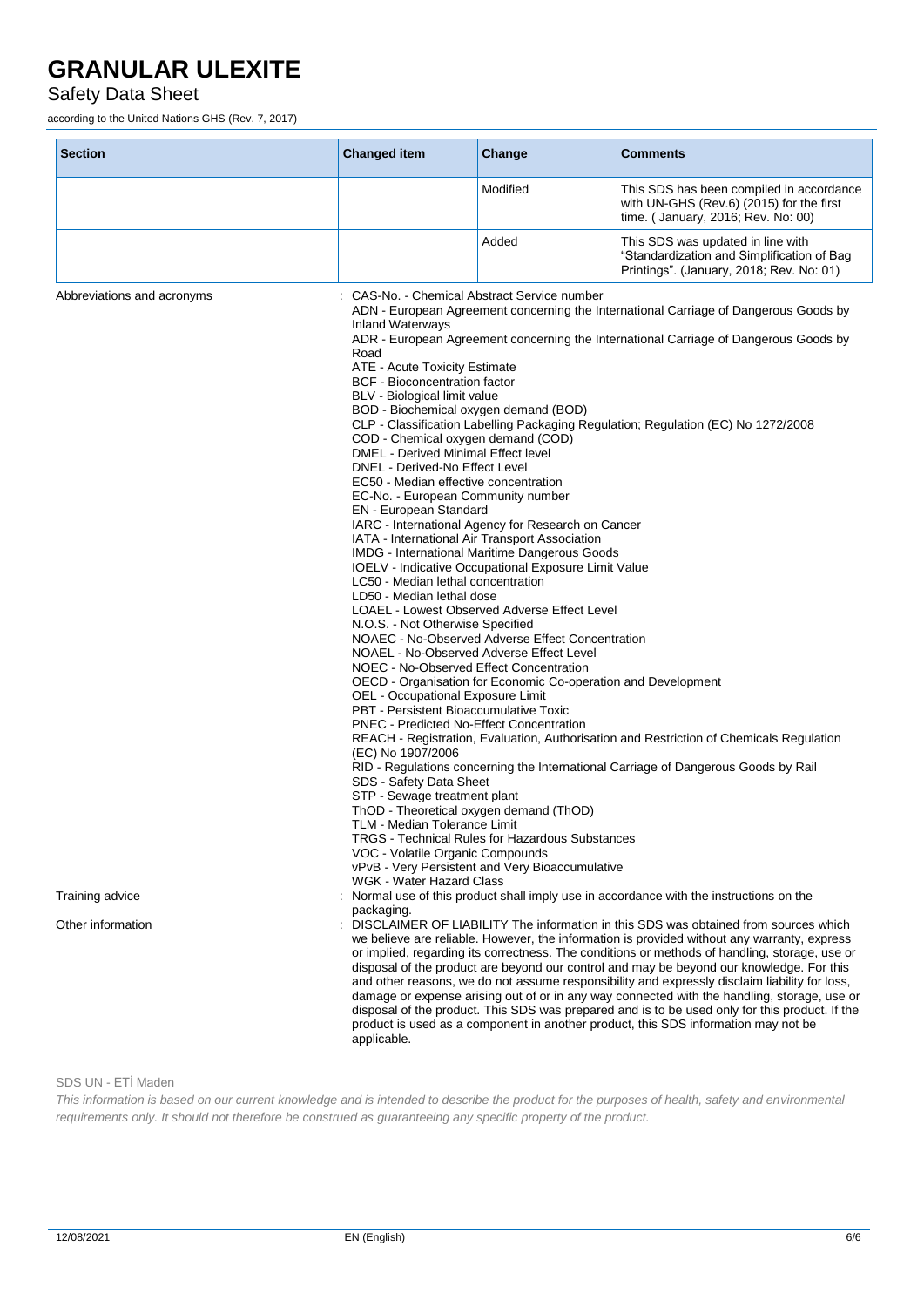| Section | Changed item | Change | Comments |
|---|---|---|---|
| | | Modified | This SDS has been compiled in accordance with UN-GHS (Rev.6) (2015) for the first time. ( January, 2016; Rev. No: 00) |
| | | Added | This SDS was updated in line with "Standardization and Simplification of Bag Printings". (January, 2018; Rev. No: 01) |

Abbreviations and acronyms : CAS-No. - Chemical Abstract Service number
ADN - European Agreement concerning the International Carriage of Dangerous Goods by Inland Waterways
ADR - European Agreement concerning the International Carriage of Dangerous Goods by Road
ATE - Acute Toxicity Estimate
BCF - Bioconcentration factor
BLV - Biological limit value
BOD - Biochemical oxygen demand (BOD)
CLP - Classification Labelling Packaging Regulation; Regulation (EC) No 1272/2008
COD - Chemical oxygen demand (COD)
DMEL - Derived Minimal Effect level
DNEL - Derived-No Effect Level
EC50 - Median effective concentration
EC-No. - European Community number
EN - European Standard
IARC - International Agency for Research on Cancer
IATA - International Air Transport Association
IMDG - International Maritime Dangerous Goods
IOELV - Indicative Occupational Exposure Limit Value
LC50 - Median lethal concentration
LD50 - Median lethal dose
LOAEL - Lowest Observed Adverse Effect Level
N.O.S. - Not Otherwise Specified
NOAEC - No-Observed Adverse Effect Concentration
NOAEL - No-Observed Adverse Effect Level
NOEC - No-Observed Effect Concentration
OECD - Organisation for Economic Co-operation and Development
OEL - Occupational Exposure Limit
PBT - Persistent Bioaccumulative Toxic
PNEC - Predicted No-Effect Concentration
REACH - Registration, Evaluation, Authorisation and Restriction of Chemicals Regulation (EC) No 1907/2006
RID - Regulations concerning the International Carriage of Dangerous Goods by Rail
SDS - Safety Data Sheet
STP - Sewage treatment plant
ThOD - Theoretical oxygen demand (ThOD)
TLM - Median Tolerance Limit
TRGS - Technical Rules for Hazardous Substances
VOC - Volatile Organic Compounds
vPvB - Very Persistent and Very Bioaccumulative
WGK - Water Hazard Class

Training advice : Normal use of this product shall imply use in accordance with the instructions on the packaging.

Other information : DISCLAIMER OF LIABILITY The information in this SDS was obtained from sources which we believe are reliable. However, the information is provided without any warranty, express or implied, regarding its correctness. The conditions or methods of handling, storage, use or disposal of the product are beyond our control and may be beyond our knowledge. For this and other reasons, we do not assume responsibility and expressly disclaim liability for loss, damage or expense arising out of or in any way connected with the handling, storage, use or disposal of the product. This SDS was prepared and is to be used only for this product. If the product is used as a component in another product, this SDS information may not be applicable.

SDS UN - ETİ Maden

*This information is based on our current knowledge and is intended to describe the product for the purposes of health, safety and environmental requirements only. It should not therefore be construed as guaranteeing any specific property of the product.*